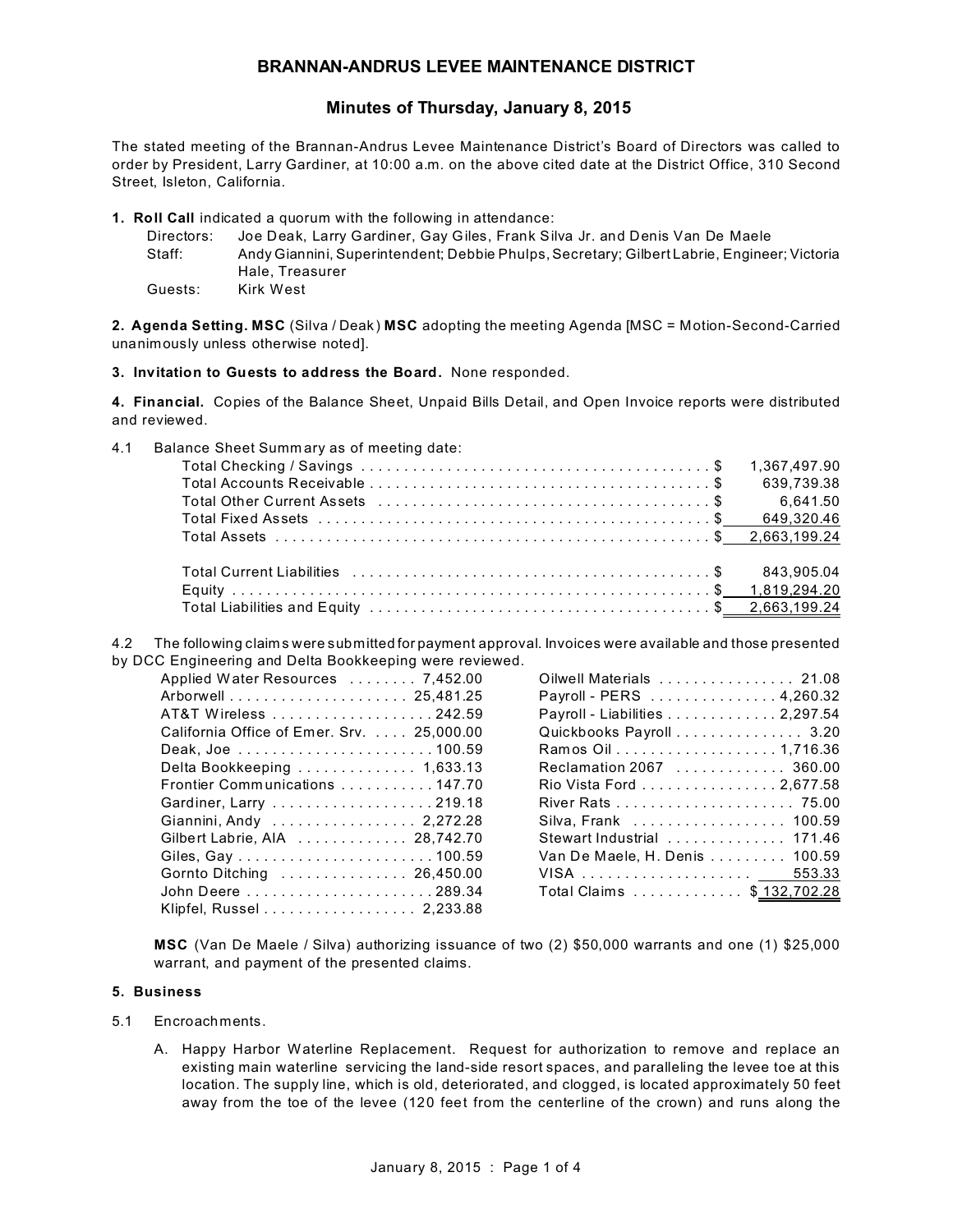# BRANNAN-ANDRUS LEVEE MAINTENANCE DISTRICT

## Minutes of Thursday, January 8, 2015

The stated meeting of the Brannan-Andrus Levee Maintenance District's Board of Directors was called to order by President, Larry Gardiner, at 10:00 a.m. on the above cited date at the District Office, 310 Second Street, Isleton, California.

**1. Roll Call** indicated a quorum with the following in attendance:

- Directors: Joe Deak, Larry Gardiner, Gay Giles, Frank Silva Jr. and Denis Van De Maele
- Staff: Andy Giannini, Superintendent; Debbie Phulps, Secretary; Gilbert Labrie, Engineer; Victoria Hale, Treasurer
- Guests: Kirk West

**2. Agenda Setting. MSC** (Silva / Deak) **MSC** adopting the meeting Agenda [MSC = Motion-Second-Carried unanimously unless otherwise noted].

**3. Invitation to Guests to address the Board.** None responded.

**4. Financial.** Copies of the Balance Sheet, Unpaid Bills Detail, and Open Invoice reports were distributed and reviewed.

4.1 Balance Sheet Summary as of meeting date:

| | |
|---|---|
| Total Checking / Savings | $ 1,367,497.90 |
| Total Accounts Receivable | $ 639,739.38 |
| Total Other Current Assets | $ 6,641.50 |
| Total Fixed Assets | $ 649,320.46 |
| Total Assets | $ 2,663,199.24 |
| | |
| Total Current Liabilities | $ 843,905.04 |
| Equity | $ 1,819,294.20 |
| Total Liabilities and Equity | $ 2,663,199.24 |

4.2 The following claims were submitted for payment approval. Invoices were available and those presented by DCC Engineering and Delta Bookkeeping were reviewed.

| | |
|---|---|
| Applied Water Resources | 7,452.00 |
| Arborwell | 25,481.25 |
| AT&T Wireless | 242.59 |
| California Office of Emer. Srv. | 25,000.00 |
| Deak, Joe | 100.59 |
| Delta Bookkeeping | 1,633.13 |
| Frontier Communications | 147.70 |
| Gardiner, Larry | 219.18 |
| Giannini, Andy | 2,272.28 |
| Gilbert Labrie, AIA | 28,742.70 |
| Giles, Gay | 100.59 |
| Gornto Ditching | 26,450.00 |
| John Deere | 289.34 |
| Klipfel, Russel | 2,233.88 |
| Oilwell Materials | 21.08 |
| Payroll - PERS | 4,260.32 |
| Payroll - Liabilities | 2,297.54 |
| Quickbooks Payroll | 3.20 |
| Ramos Oil | 1,716.36 |
| Reclamation 2067 | 360.00 |
| Rio Vista Ford | 2,677.58 |
| River Rats | 75.00 |
| Silva, Frank | 100.59 |
| Stewart Industrial | 171.46 |
| Van De Maele, H. Denis | 100.59 |
| VISA | 553.33 |
| Total Claims | $ 132,702.28 |

**MSC** (Van De Maele / Silva) authorizing issuance of two (2) $50,000 warrants and one (1) $25,000 warrant, and payment of the presented claims.

**5. Business**

5.1 Encroachments.

A. Happy Harbor Waterline Replacement. Request for authorization to remove and replace an existing main waterline servicing the land-side resort spaces, and paralleling the levee toe at this location. The supply line, which is old, deteriorated, and clogged, is located approximately 50 feet away from the toe of the levee (120 feet from the centerline of the crown) and runs along the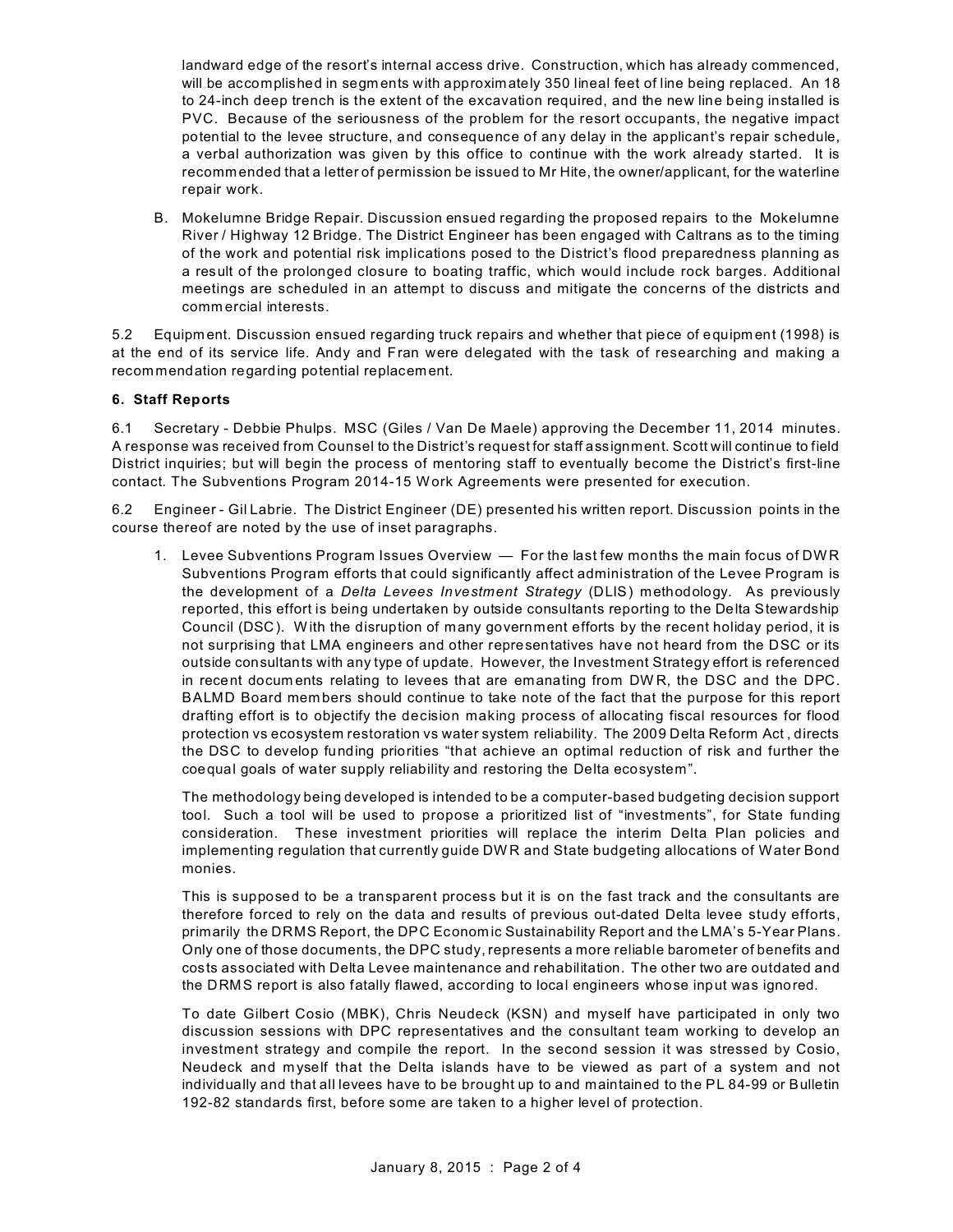landward edge of the resort's internal access drive. Construction, which has already commenced, will be accomplished in segments with approximately 350 lineal feet of line being replaced. An 18 to 24-inch deep trench is the extent of the excavation required, and the new line being installed is PVC. Because of the seriousness of the problem for the resort occupants, the negative impact potential to the levee structure, and consequence of any delay in the applicant's repair schedule, a verbal authorization was given by this office to continue with the work already started. It is recommended that a letter of permission be issued to Mr Hite, the owner/applicant, for the waterline repair work.

B. Mokelumne Bridge Repair. Discussion ensued regarding the proposed repairs to the Mokelumne River / Highway 12 Bridge. The District Engineer has been engaged with Caltrans as to the timing of the work and potential risk implications posed to the District's flood preparedness planning as a result of the prolonged closure to boating traffic, which would include rock barges. Additional meetings are scheduled in an attempt to discuss and mitigate the concerns of the districts and commercial interests.

5.2 Equipment. Discussion ensued regarding truck repairs and whether that piece of equipment (1998) is at the end of its service life. Andy and Fran were delegated with the task of researching and making a recommendation regarding potential replacement.

**6. Staff Reports**

6.1 Secretary - Debbie Phulps. MSC (Giles / Van De Maele) approving the December 11, 2014 minutes. A response was received from Counsel to the District's request for staff assignment. Scott will continue to field District inquiries; but will begin the process of mentoring staff to eventually become the District's first-line contact. The Subventions Program 2014-15 Work Agreements were presented for execution.

6.2 Engineer - Gil Labrie. The District Engineer (DE) presented his written report. Discussion points in the course thereof are noted by the use of inset paragraphs.

1. Levee Subventions Program Issues Overview — For the last few months the main focus of DWR Subventions Program efforts that could significantly affect administration of the Levee Program is the development of a *Delta Levees Investment Strategy* (DLIS) methodology. As previously reported, this effort is being undertaken by outside consultants reporting to the Delta Stewardship Council (DSC). With the disruption of many government efforts by the recent holiday period, it is not surprising that LMA engineers and other representatives have not heard from the DSC or its outside consultants with any type of update. However, the Investment Strategy effort is referenced in recent documents relating to levees that are emanating from DWR, the DSC and the DPC. BALMD Board members should continue to take note of the fact that the purpose for this report drafting effort is to objectify the decision making process of allocating fiscal resources for flood protection vs ecosystem restoration vs water system reliability. The 2009 Delta Reform Act , directs the DSC to develop funding priorities "that achieve an optimal reduction of risk and further the coequal goals of water supply reliability and restoring the Delta ecosystem".

   The methodology being developed is intended to be a computer-based budgeting decision support tool. Such a tool will be used to propose a prioritized list of "investments", for State funding consideration. These investment priorities will replace the interim Delta Plan policies and implementing regulation that currently guide DWR and State budgeting allocations of Water Bond monies.

   This is supposed to be a transparent process but it is on the fast track and the consultants are therefore forced to rely on the data and results of previous out-dated Delta levee study efforts, primarily the DRMS Report, the DPC Economic Sustainability Report and the LMA's 5-Year Plans. Only one of those documents, the DPC study, represents a more reliable barometer of benefits and costs associated with Delta Levee maintenance and rehabilitation. The other two are outdated and the DRMS report is also fatally flawed, according to local engineers whose input was ignored.

   To date Gilbert Cosio (MBK), Chris Neudeck (KSN) and myself have participated in only two discussion sessions with DPC representatives and the consultant team working to develop an investment strategy and compile the report. In the second session it was stressed by Cosio, Neudeck and myself that the Delta islands have to be viewed as part of a system and not individually and that all levees have to be brought up to and maintained to the PL 84-99 or Bulletin 192-82 standards first, before some are taken to a higher level of protection.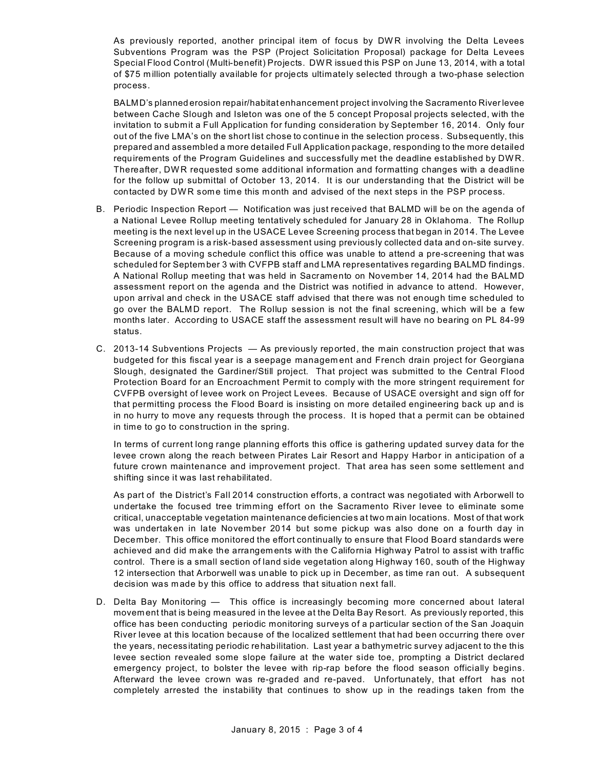As previously reported, another principal item of focus by DWR involving the Delta Levees Subventions Program was the PSP (Project Solicitation Proposal) package for Delta Levees Special Flood Control (Multi-benefit) Projects. DWR issued this PSP on June 13, 2014, with a total of $75 million potentially available for projects ultimately selected through a two-phase selection process.

BALMD's planned erosion repair/habitat enhancement project involving the Sacramento River levee between Cache Slough and Isleton was one of the 5 concept Proposal projects selected, with the invitation to submit a Full Application for funding consideration by September 16, 2014. Only four out of the five LMA's on the short list chose to continue in the selection process. Subsequently, this prepared and assembled a more detailed Full Application package, responding to the more detailed requirements of the Program Guidelines and successfully met the deadline established by DWR. Thereafter, DWR requested some additional information and formatting changes with a deadline for the follow up submittal of October 13, 2014. It is our understanding that the District will be contacted by DWR some time this month and advised of the next steps in the PSP process.

B. Periodic Inspection Report — Notification was just received that BALMD will be on the agenda of a National Levee Rollup meeting tentatively scheduled for January 28 in Oklahoma. The Rollup meeting is the next level up in the USACE Levee Screening process that began in 2014. The Levee Screening program is a risk-based assessment using previously collected data and on-site survey. Because of a moving schedule conflict this office was unable to attend a pre-screening that was scheduled for September 3 with CVFPB staff and LMA representatives regarding BALMD findings. A National Rollup meeting that was held in Sacramento on November 14, 2014 had the BALMD assessment report on the agenda and the District was notified in advance to attend. However, upon arrival and check in the USACE staff advised that there was not enough time scheduled to go over the BALMD report. The Rollup session is not the final screening, which will be a few months later. According to USACE staff the assessment result will have no bearing on PL 84-99 status.

C. 2013-14 Subventions Projects — As previously reported, the main construction project that was budgeted for this fiscal year is a seepage management and French drain project for Georgiana Slough, designated the Gardiner/Still project. That project was submitted to the Central Flood Protection Board for an Encroachment Permit to comply with the more stringent requirement for CVFPB oversight of levee work on Project Levees. Because of USACE oversight and sign off for that permitting process the Flood Board is insisting on more detailed engineering back up and is in no hurry to move any requests through the process. It is hoped that a permit can be obtained in time to go to construction in the spring.

In terms of current long range planning efforts this office is gathering updated survey data for the levee crown along the reach between Pirates Lair Resort and Happy Harbor in anticipation of a future crown maintenance and improvement project. That area has seen some settlement and shifting since it was last rehabilitated.

As part of the District's Fall 2014 construction efforts, a contract was negotiated with Arborwell to undertake the focused tree trimming effort on the Sacramento River levee to eliminate some critical, unacceptable vegetation maintenance deficiencies at two main locations. Most of that work was undertaken in late November 2014 but some pickup was also done on a fourth day in December. This office monitored the effort continually to ensure that Flood Board standards were achieved and did make the arrangements with the California Highway Patrol to assist with traffic control. There is a small section of land side vegetation along Highway 160, south of the Highway 12 intersection that Arborwell was unable to pick up in December, as time ran out. A subsequent decision was made by this office to address that situation next fall.

D. Delta Bay Monitoring — This office is increasingly becoming more concerned about lateral movement that is being measured in the levee at the Delta Bay Resort. As previously reported, this office has been conducting periodic monitoring surveys of a particular section of the San Joaquin River levee at this location because of the localized settlement that had been occurring there over the years, necessitating periodic rehabilitation. Last year a bathymetric survey adjacent to the this levee section revealed some slope failure at the water side toe, prompting a District declared emergency project, to bolster the levee with rip-rap before the flood season officially begins. Afterward the levee crown was re-graded and re-paved. Unfortunately, that effort has not completely arrested the instability that continues to show up in the readings taken from the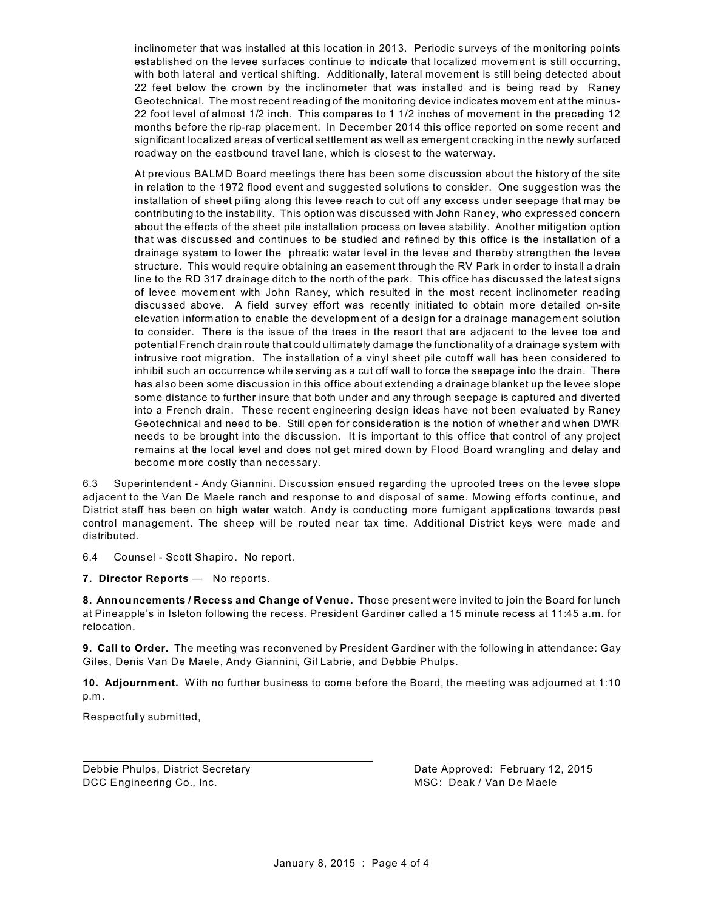inclinometer that was installed at this location in 2013. Periodic surveys of the monitoring points established on the levee surfaces continue to indicate that localized movement is still occurring, with both lateral and vertical shifting. Additionally, lateral movement is still being detected about 22 feet below the crown by the inclinometer that was installed and is being read by Raney Geotechnical. The most recent reading of the monitoring device indicates movement at the minus-22 foot level of almost 1/2 inch. This compares to 1 1/2 inches of movement in the preceding 12 months before the rip-rap placement. In December 2014 this office reported on some recent and significant localized areas of vertical settlement as well as emergent cracking in the newly surfaced roadway on the eastbound travel lane, which is closest to the waterway.

At previous BALMD Board meetings there has been some discussion about the history of the site in relation to the 1972 flood event and suggested solutions to consider. One suggestion was the installation of sheet piling along this levee reach to cut off any excess under seepage that may be contributing to the instability. This option was discussed with John Raney, who expressed concern about the effects of the sheet pile installation process on levee stability. Another mitigation option that was discussed and continues to be studied and refined by this office is the installation of a drainage system to lower the phreatic water level in the levee and thereby strengthen the levee structure. This would require obtaining an easement through the RV Park in order to install a drain line to the RD 317 drainage ditch to the north of the park. This office has discussed the latest signs of levee movement with John Raney, which resulted in the most recent inclinometer reading discussed above. A field survey effort was recently initiated to obtain more detailed on-site elevation information to enable the development of a design for a drainage management solution to consider. There is the issue of the trees in the resort that are adjacent to the levee toe and potential French drain route that could ultimately damage the functionality of a drainage system with intrusive root migration. The installation of a vinyl sheet pile cutoff wall has been considered to inhibit such an occurrence while serving as a cut off wall to force the seepage into the drain. There has also been some discussion in this office about extending a drainage blanket up the levee slope some distance to further insure that both under and any through seepage is captured and diverted into a French drain. These recent engineering design ideas have not been evaluated by Raney Geotechnical and need to be. Still open for consideration is the notion of whether and when DWR needs to be brought into the discussion. It is important to this office that control of any project remains at the local level and does not get mired down by Flood Board wrangling and delay and become more costly than necessary.

6.3 Superintendent - Andy Giannini. Discussion ensued regarding the uprooted trees on the levee slope adjacent to the Van De Maele ranch and response to and disposal of same. Mowing efforts continue, and District staff has been on high water watch. Andy is conducting more fumigant applications towards pest control management. The sheep will be routed near tax time. Additional District keys were made and distributed.

6.4 Counsel - Scott Shapiro. No report.

**7. Director Reports** — No reports.

**8. Announcements / Recess and Change of Venue.** Those present were invited to join the Board for lunch at Pineapple's in Isleton following the recess. President Gardiner called a 15 minute recess at 11:45 a.m. for relocation.

**9. Call to Order.** The meeting was reconvened by President Gardiner with the following in attendance: Gay Giles, Denis Van De Maele, Andy Giannini, Gil Labrie, and Debbie Phulps.

**10. Adjournment.** With no further business to come before the Board, the meeting was adjourned at 1:10 p.m.

Respectfully submitted,

Debbie Phulps, District Secretary
DCC Engineering Co., Inc.

Date Approved: February 12, 2015
MSC: Deak / Van De Maele